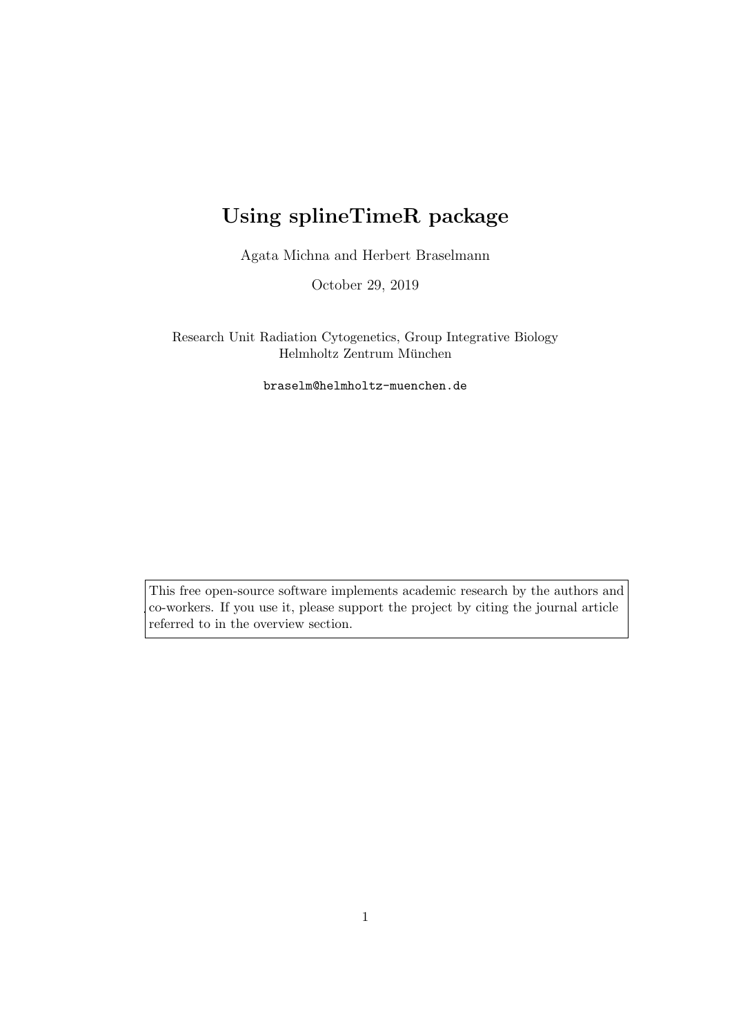# Using splineTimeR package

Agata Michna and Herbert Braselmann

October 29, 2019

Research Unit Radiation Cytogenetics, Group Integrative Biology
Helmholtz Zentrum München

`braselm@helmholtz-muenchen.de`

> This free open-source software implements academic research by the authors and co-workers. If you use it, please support the project by citing the journal article referred to in the overview section.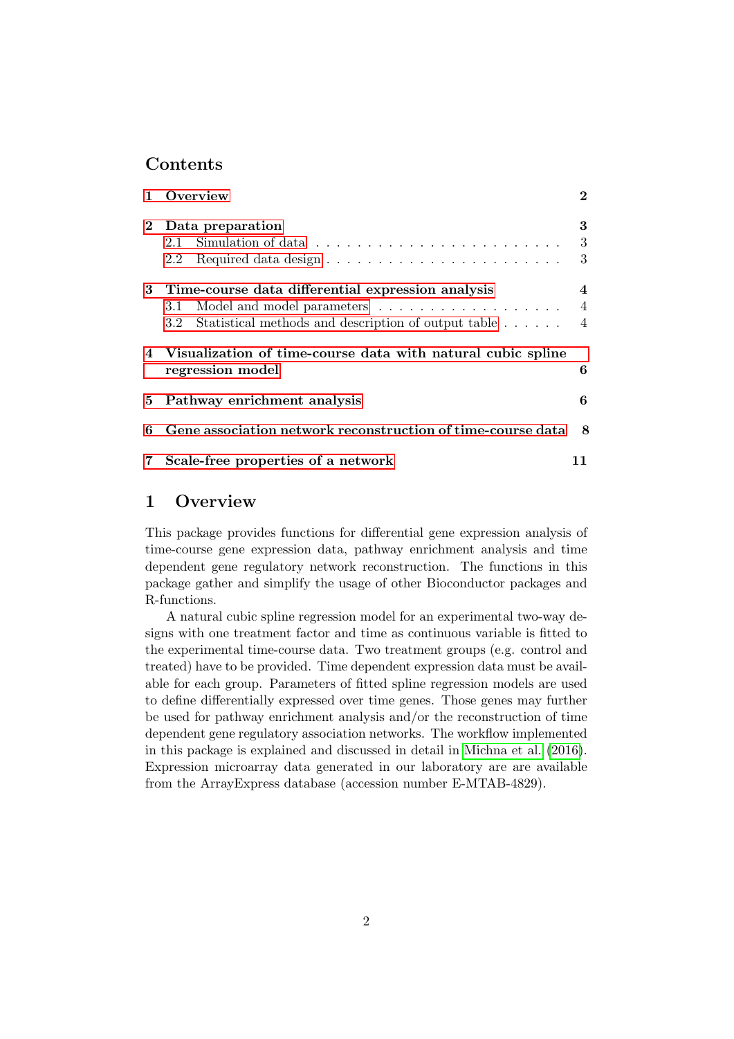## Contents

1 Overview — 2

2 Data preparation — 3
- 2.1 Simulation of data — 3
- 2.2 Required data design — 3

3 Time-course data differential expression analysis — 4
- 3.1 Model and model parameters — 4
- 3.2 Statistical methods and description of output table — 4

4 Visualization of time-course data with natural cubic spline regression model — 6

5 Pathway enrichment analysis — 6

6 Gene association network reconstruction of time-course data — 8

7 Scale-free properties of a network — 11

# 1 Overview

This package provides functions for differential gene expression analysis of time-course gene expression data, pathway enrichment analysis and time dependent gene regulatory network reconstruction. The functions in this package gather and simplify the usage of other Bioconductor packages and R-functions.

A natural cubic spline regression model for an experimental two-way designs with one treatment factor and time as continuous variable is fitted to the experimental time-course data. Two treatment groups (e.g. control and treated) have to be provided. Time dependent expression data must be available for each group. Parameters of fitted spline regression models are used to define differentially expressed over time genes. Those genes may further be used for pathway enrichment analysis and/or the reconstruction of time dependent gene regulatory association networks. The workflow implemented in this package is explained and discussed in detail in Michna et al. (2016). Expression microarray data generated in our laboratory are are available from the ArrayExpress database (accession number E-MTAB-4829).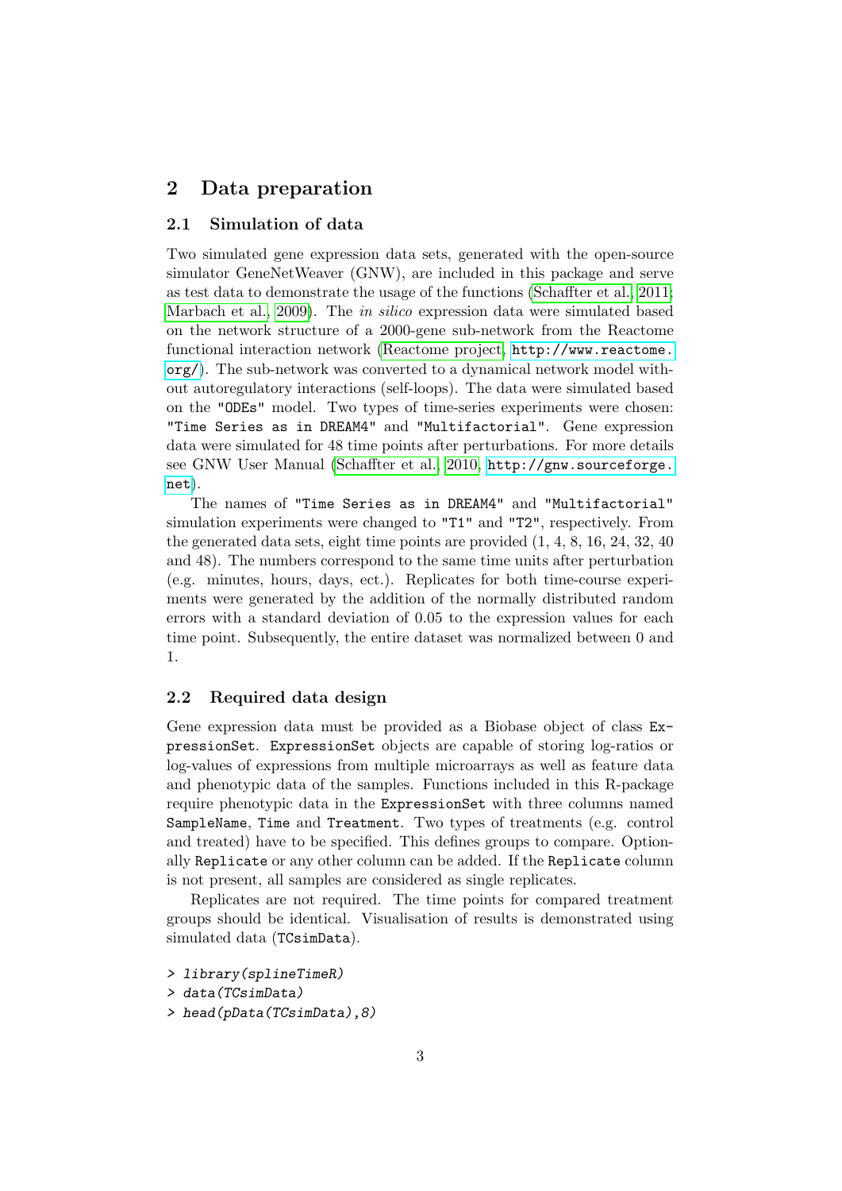## 2 Data preparation

### 2.1 Simulation of data

Two simulated gene expression data sets, generated with the open-source simulator GeneNetWeaver (GNW), are included in this package and serve as test data to demonstrate the usage of the functions (Schaffter et al., 2011; Marbach et al., 2009). The *in silico* expression data were simulated based on the network structure of a 2000-gene sub-network from the Reactome functional interaction network (Reactome project, `http://www.reactome.org/`). The sub-network was converted to a dynamical network model without autoregulatory interactions (self-loops). The data were simulated based on the `"ODEs"` model. Two types of time-series experiments were chosen: `"Time Series as in DREAM4"` and `"Multifactorial"`. Gene expression data were simulated for 48 time points after perturbations. For more details see GNW User Manual (Schaffter et al., 2010, `http://gnw.sourceforge.net`).

The names of `"Time Series as in DREAM4"` and `"Multifactorial"` simulation experiments were changed to `"T1"` and `"T2"`, respectively. From the generated data sets, eight time points are provided (1, 4, 8, 16, 24, 32, 40 and 48). The numbers correspond to the same time units after perturbation (e.g. minutes, hours, days, ect.). Replicates for both time-course experiments were generated by the addition of the normally distributed random errors with a standard deviation of 0.05 to the expression values for each time point. Subsequently, the entire dataset was normalized between 0 and 1.

### 2.2 Required data design

Gene expression data must be provided as a Biobase object of class `ExpressionSet`. `ExpressionSet` objects are capable of storing log-ratios or log-values of expressions from multiple microarrays as well as feature data and phenotypic data of the samples. Functions included in this R-package require phenotypic data in the `ExpressionSet` with three columns named `SampleName`, `Time` and `Treatment`. Two types of treatments (e.g. control and treated) have to be specified. This defines groups to compare. Optionally `Replicate` or any other column can be added. If the `Replicate` column is not present, all samples are considered as single replicates.

Replicates are not required. The time points for compared treatment groups should be identical. Visualisation of results is demonstrated using simulated data (`TCsimData`).

```
> library(splineTimeR)
> data(TCsimData)
> head(pData(TCsimData),8)
```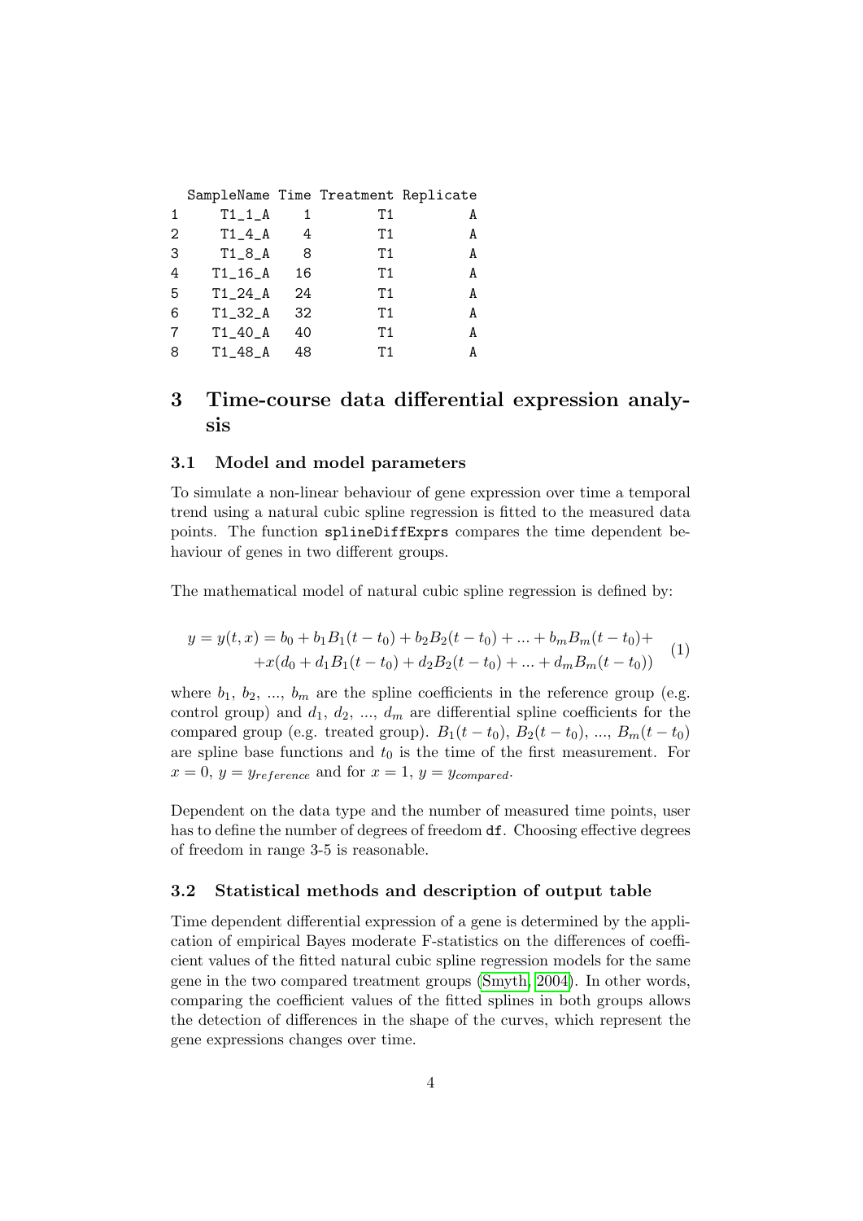```
  SampleName Time Treatment Replicate
1     T1_1_A    1        T1         A
2     T1_4_A    4        T1         A
3     T1_8_A    8        T1         A
4    T1_16_A   16        T1         A
5    T1_24_A   24        T1         A
6    T1_32_A   32        T1         A
7    T1_40_A   40        T1         A
8    T1_48_A   48        T1         A
```

# 3 Time-course data differential expression analysis

## 3.1 Model and model parameters

To simulate a non-linear behaviour of gene expression over time a temporal trend using a natural cubic spline regression is fitted to the measured data points. The function `splineDiffExprs` compares the time dependent behaviour of genes in two different groups.

The mathematical model of natural cubic spline regression is defined by:

$$
\begin{aligned}
y = y(t,x) = b_0 + b_1 B_1(t-t_0) + b_2 B_2(t-t_0) + ... + b_m B_m(t-t_0) + \\
+ x(d_0 + d_1 B_1(t-t_0) + d_2 B_2(t-t_0) + ... + d_m B_m(t-t_0))
\end{aligned}
\tag{1}
$$

where $b_1$, $b_2$, ..., $b_m$ are the spline coefficients in the reference group (e.g. control group) and $d_1$, $d_2$, ..., $d_m$ are differential spline coefficients for the compared group (e.g. treated group). $B_1(t-t_0)$, $B_2(t-t_0)$, ..., $B_m(t-t_0)$ are spline base functions and $t_0$ is the time of the first measurement. For $x=0$, $y = y_{reference}$ and for $x=1$, $y = y_{compared}$.

Dependent on the data type and the number of measured time points, user has to define the number of degrees of freedom `df`. Choosing effective degrees of freedom in range 3-5 is reasonable.

## 3.2 Statistical methods and description of output table

Time dependent differential expression of a gene is determined by the application of empirical Bayes moderate F-statistics on the differences of coefficient values of the fitted natural cubic spline regression models for the same gene in the two compared treatment groups (Smyth, 2004). In other words, comparing the coefficient values of the fitted splines in both groups allows the detection of differences in the shape of the curves, which represent the gene expressions changes over time.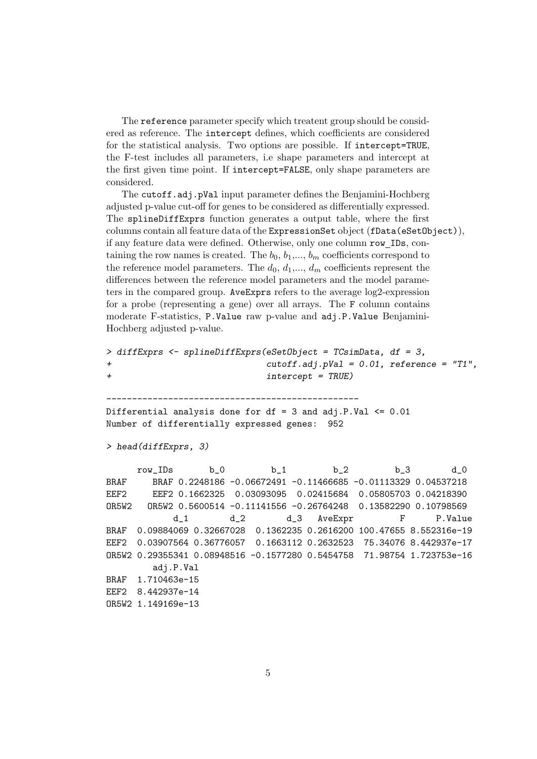The `reference` parameter specify which treatent group should be considered as reference. The `intercept` defines, which coefficients are considered for the statistical analysis. Two options are possible. If `intercept=TRUE`, the F-test includes all parameters, i.e shape parameters and intercept at the first given time point. If `intercept=FALSE`, only shape parameters are considered.

The `cutoff.adj.pVal` input parameter defines the Benjamini-Hochberg adjusted p-value cut-off for genes to be considered as differentially expressed. The `splineDiffExprs` function generates a output table, where the first columns contain all feature data of the `ExpressionSet` object (`fData(eSetObject)`), if any feature data were defined. Otherwise, only one column `row_IDs`, containing the row names is created. The $b_0$, $b_1$,..., $b_m$ coefficients correspond to the reference model parameters. The $d_0$, $d_1$,..., $d_m$ coefficients represent the differences between the reference model parameters and the model parameters in the compared group. `AveExprs` refers to the average log2-expression for a probe (representing a gene) over all arrays. The `F` column contains moderate F-statistics, `P.Value` raw p-value and `adj.P.Value` Benjamini-Hochberg adjusted p-value.

```
> diffExprs <- splineDiffExprs(eSetObject = TCsimData, df = 3,
+                              cutoff.adj.pVal = 0.01, reference = "T1",
+                              intercept = TRUE)

--------------------------------------------------
Differential analysis done for df = 3 and adj.P.Val <= 0.01
Number of differentially expressed genes:  952

> head(diffExprs, 3)

      row_IDs       b_0         b_1         b_2         b_3        d_0
BRAF     BRAF 0.2248186 -0.06672491 -0.11466685 -0.01113329 0.04537218
EEF2     EEF2 0.1662325  0.03093095  0.02415684  0.05805703 0.04218390
OR5W2   OR5W2 0.5600514 -0.11141556 -0.26764248  0.13582290 0.10798569
             d_1        d_2        d_3   AveExpr         F      P.Value
BRAF  0.09884069 0.32667028  0.1362235 0.2616200 100.47655 8.552316e-19
EEF2  0.03907564 0.36776057  0.1663112 0.2632523  75.34076 8.442937e-17
OR5W2 0.29355341 0.08948516 -0.1577280 0.5454758  71.98754 1.723753e-16
         adj.P.Val
BRAF  1.710463e-15
EEF2  8.442937e-14
OR5W2 1.149169e-13
```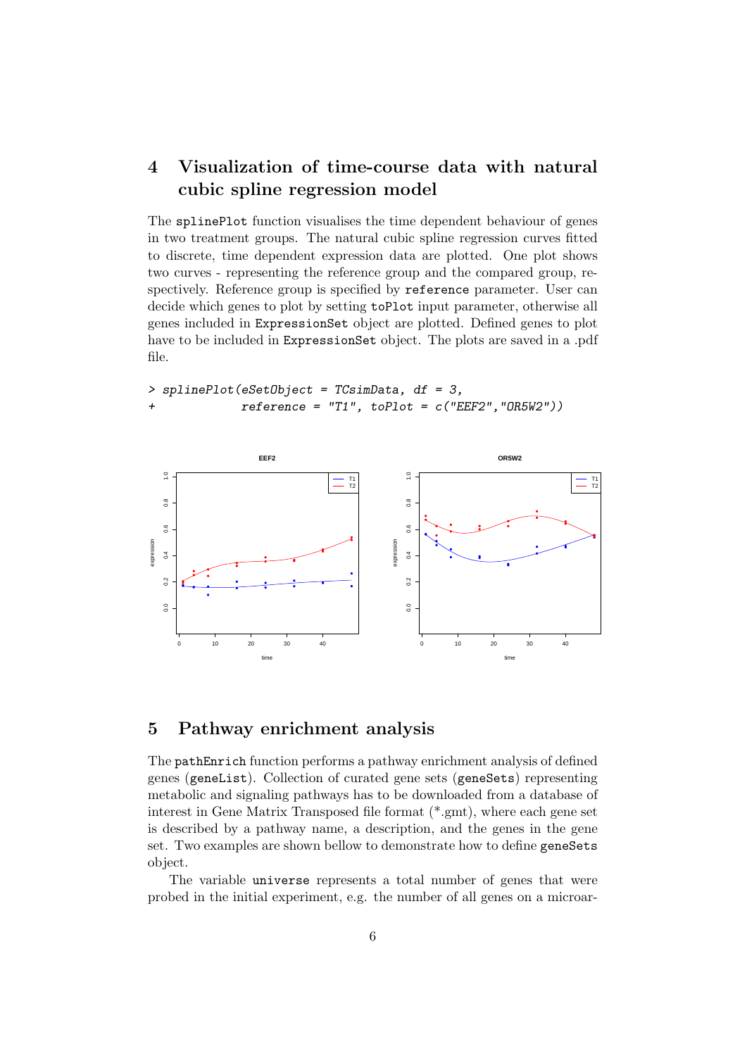## 4 Visualization of time-course data with natural cubic spline regression model

The `splinePlot` function visualises the time dependent behaviour of genes in two treatment groups. The natural cubic spline regression curves fitted to discrete, time dependent expression data are plotted. One plot shows two curves - representing the reference group and the compared group, respectively. Reference group is specified by `reference` parameter. User can decide which genes to plot by setting `toPlot` input parameter, otherwise all genes included in `ExpressionSet` object are plotted. Defined genes to plot have to be included in `ExpressionSet` object. The plots are saved in a .pdf file.

```
> splinePlot(eSetObject = TCsimData, df = 3,
+            reference = "T1", toPlot = c("EEF2","OR5W2"))
```

## 5 Pathway enrichment analysis

The `pathEnrich` function performs a pathway enrichment analysis of defined genes (`geneList`). Collection of curated gene sets (`geneSets`) representing metabolic and signaling pathways has to be downloaded from a database of interest in Gene Matrix Transposed file format (*.gmt), where each gene set is described by a pathway name, a description, and the genes in the gene set. Two examples are shown bellow to demonstrate how to define `geneSets` object.

The variable `universe` represents a total number of genes that were probed in the initial experiment, e.g. the number of all genes on a microar-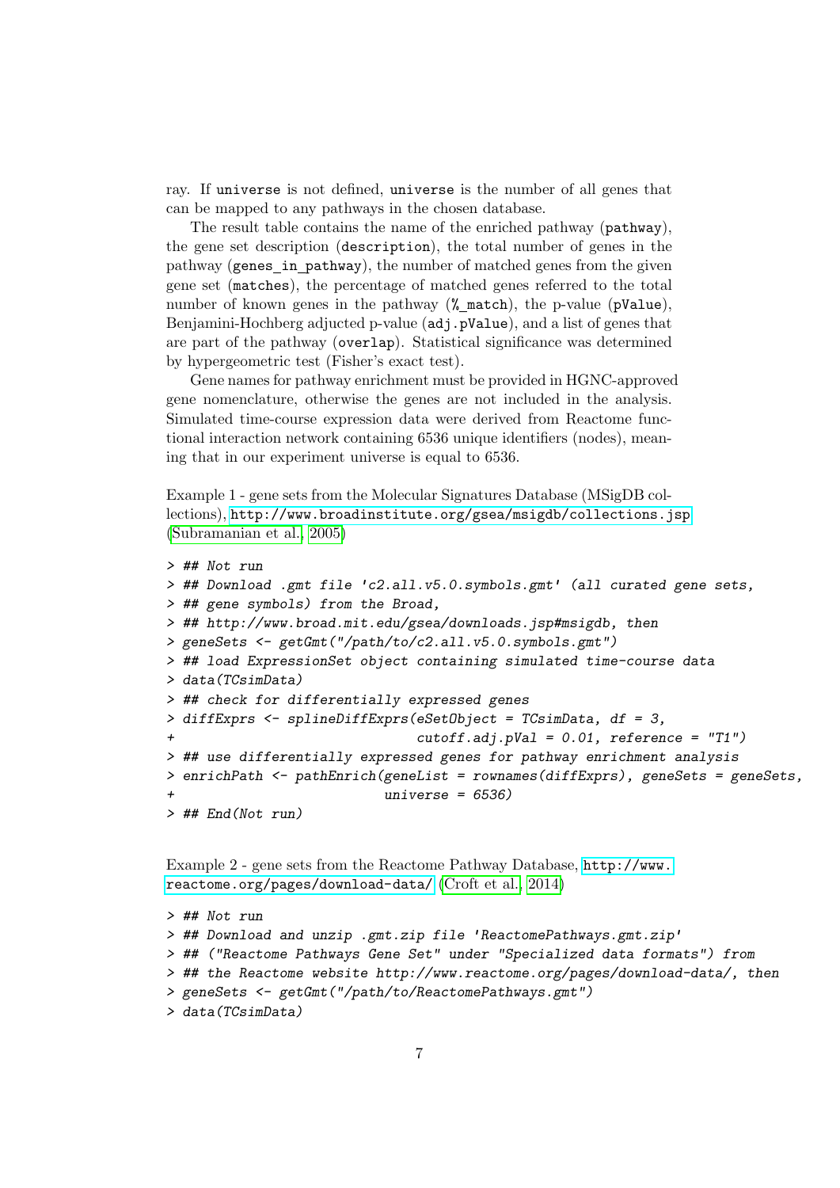ray. If `universe` is not defined, `universe` is the number of all genes that can be mapped to any pathways in the chosen database.

The result table contains the name of the enriched pathway (`pathway`), the gene set description (`description`), the total number of genes in the pathway (`genes_in_pathway`), the number of matched genes from the given gene set (`matches`), the percentage of matched genes referred to the total number of known genes in the pathway (`%_match`), the p-value (`pValue`), Benjamini-Hochberg adjucted p-value (`adj.pValue`), and a list of genes that are part of the pathway (`overlap`). Statistical significance was determined by hypergeometric test (Fisher's exact test).

Gene names for pathway enrichment must be provided in HGNC-approved gene nomenclature, otherwise the genes are not included in the analysis. Simulated time-course expression data were derived from Reactome functional interaction network containing 6536 unique identifiers (nodes), meaning that in our experiment universe is equal to 6536.

Example 1 - gene sets from the Molecular Signatures Database (MSigDB collections), http://www.broadinstitute.org/gsea/msigdb/collections.jsp (Subramanian et al., 2005)

```
> ## Not run
> ## Download .gmt file 'c2.all.v5.0.symbols.gmt' (all curated gene sets,
> ## gene symbols) from the Broad,
> ## http://www.broad.mit.edu/gsea/downloads.jsp#msigdb, then
> geneSets <- getGmt("/path/to/c2.all.v5.0.symbols.gmt")
> ## load ExpressionSet object containing simulated time-course data
> data(TCsimData)
> ## check for differentially expressed genes
> diffExprs <- splineDiffExprs(eSetObject = TCsimData, df = 3,
+                             cutoff.adj.pVal = 0.01, reference = "T1")
> ## use differentially expressed genes for pathway enrichment analysis
> enrichPath <- pathEnrich(geneList = rownames(diffExprs), geneSets = geneSets,
+                         universe = 6536)
> ## End(Not run)
```

Example 2 - gene sets from the Reactome Pathway Database, http://www.reactome.org/pages/download-data/ (Croft et al., 2014)

```
> ## Not run
> ## Download and unzip .gmt.zip file 'ReactomePathways.gmt.zip'
> ## ("Reactome Pathways Gene Set" under "Specialized data formats") from
> ## the Reactome website http://www.reactome.org/pages/download-data/, then
> geneSets <- getGmt("/path/to/ReactomePathways.gmt")
> data(TCsimData)
```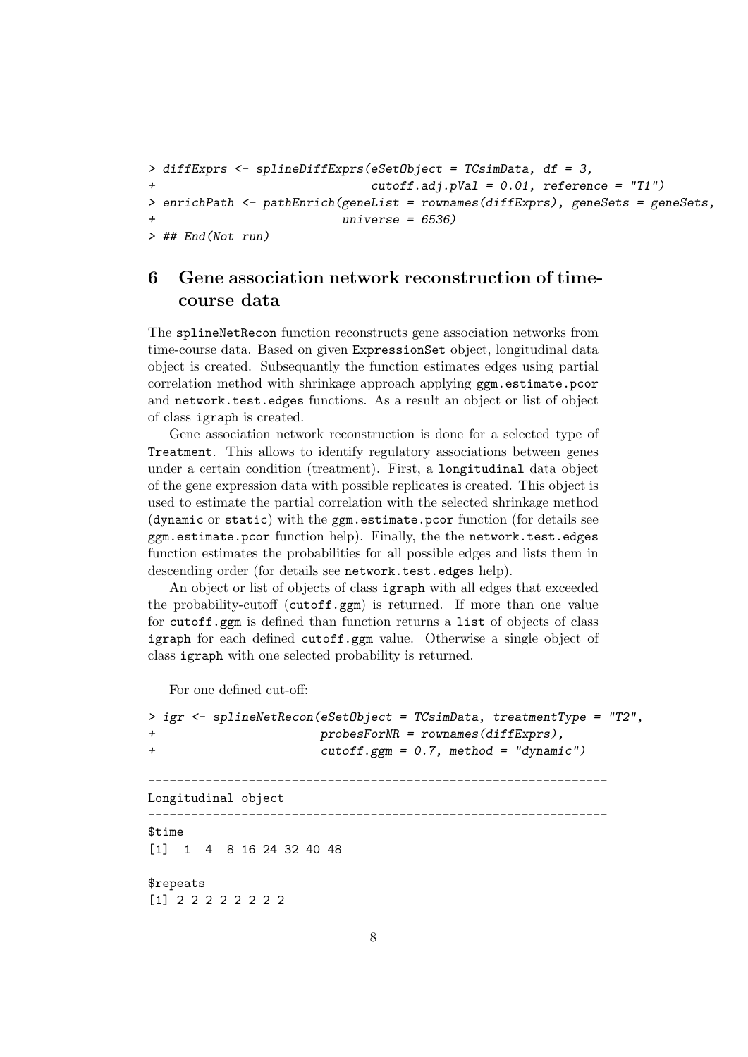```
> diffExprs <- splineDiffExprs(eSetObject = TCsimData, df = 3,
+                              cutoff.adj.pVal = 0.01, reference = "T1")
> enrichPath <- pathEnrich(geneList = rownames(diffExprs), geneSets = geneSets,
+                          universe = 6536)
> ## End(Not run)
```

## 6 Gene association network reconstruction of time-course data

The splineNetRecon function reconstructs gene association networks from time-course data. Based on given ExpressionSet object, longitudinal data object is created. Subsequantly the function estimates edges using partial correlation method with shrinkage approach applying ggm.estimate.pcor and network.test.edges functions. As a result an object or list of object of class igraph is created.

Gene association network reconstruction is done for a selected type of Treatment. This allows to identify regulatory associations between genes under a certain condition (treatment). First, a longitudinal data object of the gene expression data with possible replicates is created. This object is used to estimate the partial correlation with the selected shrinkage method (dynamic or static) with the ggm.estimate.pcor function (for details see ggm.estimate.pcor function help). Finally, the the network.test.edges function estimates the probabilities for all possible edges and lists them in descending order (for details see network.test.edges help).

An object or list of objects of class igraph with all edges that exceeded the probability-cutoff (cutoff.ggm) is returned. If more than one value for cutoff.ggm is defined than function returns a list of objects of class igraph for each defined cutoff.ggm value. Otherwise a single object of class igraph with one selected probability is returned.

For one defined cut-off:

```
> igr <- splineNetRecon(eSetObject = TCsimData, treatmentType = "T2",
+                      probesForNR = rownames(diffExprs),
+                      cutoff.ggm = 0.7, method = "dynamic")

----------------------------------------------------------------
Longitudinal object
----------------------------------------------------------------
$time
[1]  1  4  8 16 24 32 40 48

$repeats
[1] 2 2 2 2 2 2 2 2
```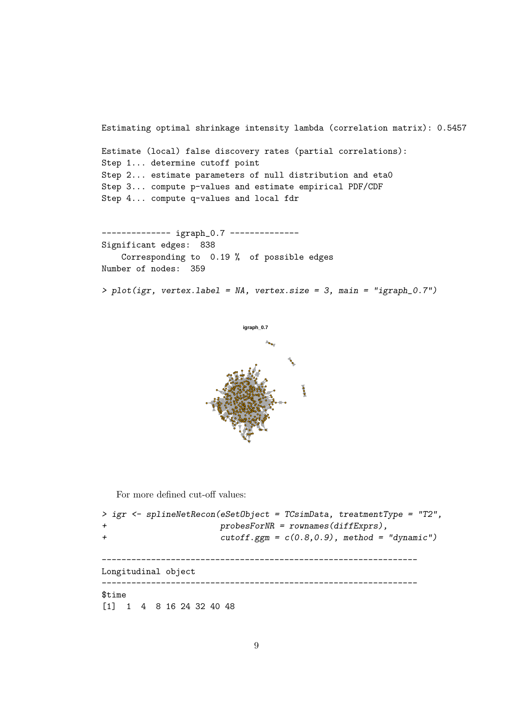```
Estimating optimal shrinkage intensity lambda (correlation matrix): 0.5457

Estimate (local) false discovery rates (partial correlations):
Step 1... determine cutoff point
Step 2... estimate parameters of null distribution and eta0
Step 3... compute p-values and estimate empirical PDF/CDF
Step 4... compute q-values and local fdr


-------------- igraph_0.7 --------------
Significant edges:  838
    Corresponding to  0.19 %  of possible edges
Number of nodes:  359

> plot(igr, vertex.label = NA, vertex.size = 3, main = "igraph_0.7")
```

For more defined cut-off values:

```
> igr <- splineNetRecon(eSetObject = TCsimData, treatmentType = "T2",
+                       probesForNR = rownames(diffExprs),
+                       cutoff.ggm = c(0.8,0.9), method = "dynamic")

----------------------------------------------------------------
Longitudinal object
----------------------------------------------------------------
$time
[1]  1  4  8 16 24 32 40 48
```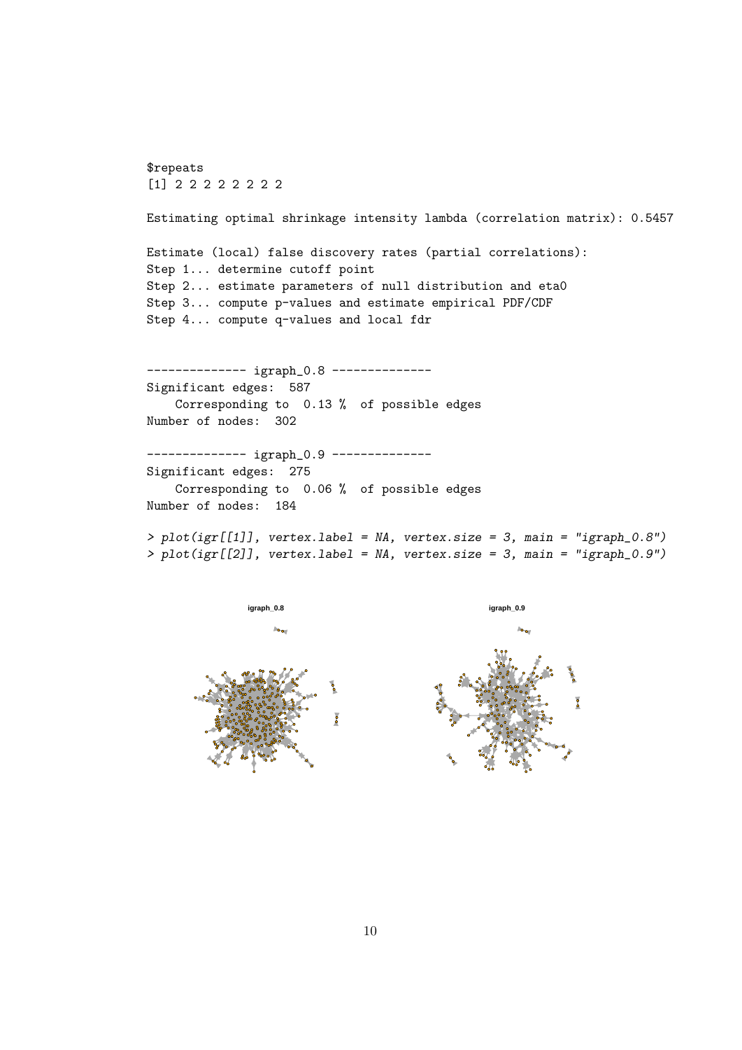```
$repeats
[1] 2 2 2 2 2 2 2 2

Estimating optimal shrinkage intensity lambda (correlation matrix): 0.5457

Estimate (local) false discovery rates (partial correlations):
Step 1... determine cutoff point
Step 2... estimate parameters of null distribution and eta0
Step 3... compute p-values and estimate empirical PDF/CDF
Step 4... compute q-values and local fdr


-------------- igraph_0.8 --------------
Significant edges:  587
    Corresponding to  0.13 %  of possible edges
Number of nodes:  302

-------------- igraph_0.9 --------------
Significant edges:  275
    Corresponding to  0.06 %  of possible edges
Number of nodes:  184

> plot(igr[[1]], vertex.label = NA, vertex.size = 3, main = "igraph_0.8")
> plot(igr[[2]], vertex.label = NA, vertex.size = 3, main = "igraph_0.9")
```

igraph_0.8

igraph_0.9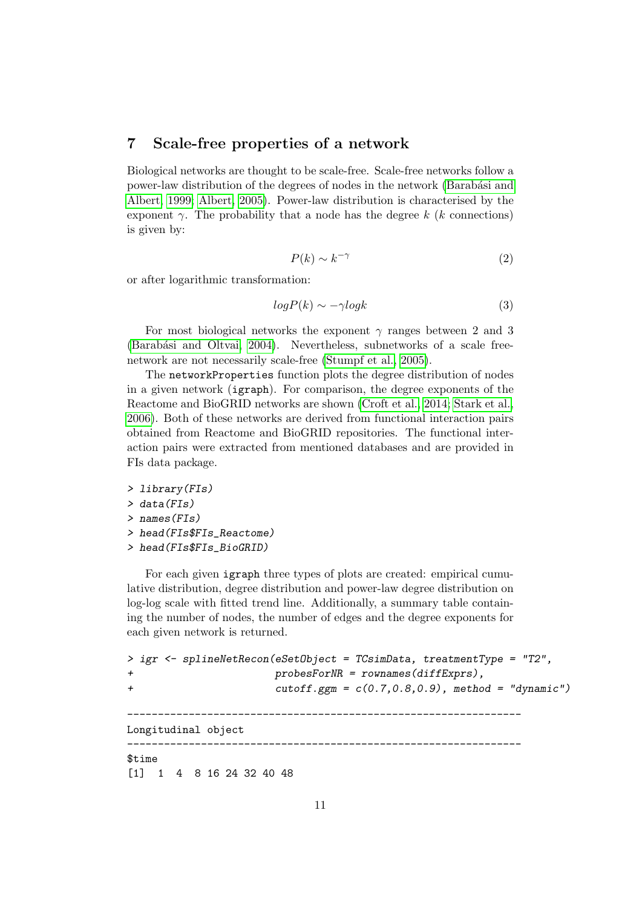## 7 Scale-free properties of a network

Biological networks are thought to be scale-free. Scale-free networks follow a power-law distribution of the degrees of nodes in the network (Barabási and Albert, 1999; Albert, 2005). Power-law distribution is characterised by the exponent $\gamma$. The probability that a node has the degree $k$ ($k$ connections) is given by:

$$P(k) \sim k^{-\gamma} \tag{2}$$

or after logarithmic transformation:

$$logP(k) \sim -\gamma logk \tag{3}$$

For most biological networks the exponent $\gamma$ ranges between 2 and 3 (Barabási and Oltvai, 2004). Nevertheless, subnetworks of a scale free-network are not necessarily scale-free (Stumpf et al., 2005).

The `networkProperties` function plots the degree distribution of nodes in a given network (`igraph`). For comparison, the degree exponents of the Reactome and BioGRID networks are shown (Croft et al., 2014; Stark et al., 2006). Both of these networks are derived from functional interaction pairs obtained from Reactome and BioGRID repositories. The functional interaction pairs were extracted from mentioned databases and are provided in FIs data package.

```
> library(FIs)
> data(FIs)
> names(FIs)
> head(FIs$FIs_Reactome)
> head(FIs$FIs_BioGRID)
```

For each given `igraph` three types of plots are created: empirical cumulative distribution, degree distribution and power-law degree distribution on log-log scale with fitted trend line. Additionally, a summary table containing the number of nodes, the number of edges and the degree exponents for each given network is returned.

```
> igr <- splineNetRecon(eSetObject = TCsimData, treatmentType = "T2",
+                       probesForNR = rownames(diffExprs),
+                       cutoff.ggm = c(0.7,0.8,0.9), method = "dynamic")

---------------------------------------------------------------
Longitudinal object
---------------------------------------------------------------
$time
[1]  1  4  8 16 24 32 40 48
```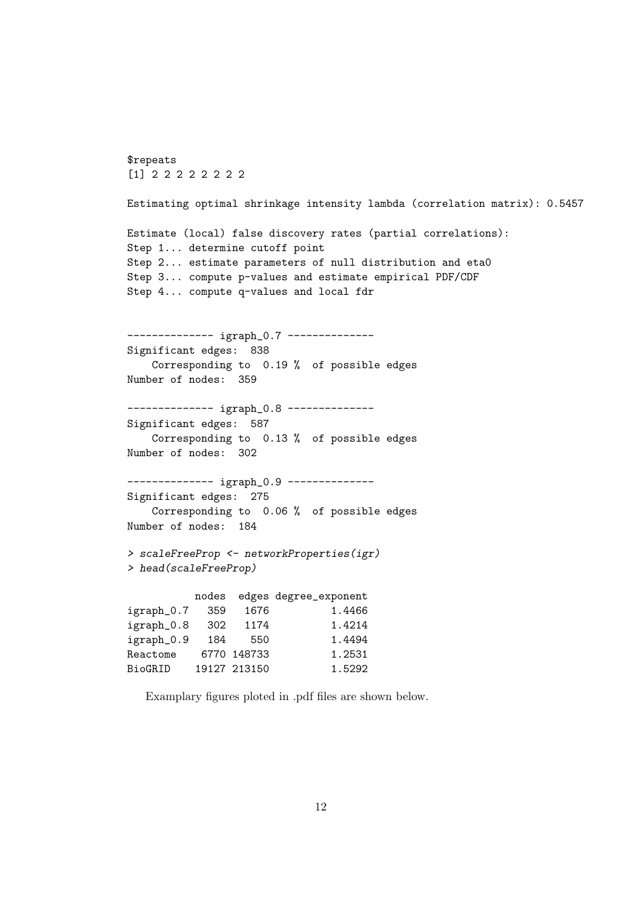```
$repeats
[1] 2 2 2 2 2 2 2 2

Estimating optimal shrinkage intensity lambda (correlation matrix): 0.5457

Estimate (local) false discovery rates (partial correlations):
Step 1... determine cutoff point
Step 2... estimate parameters of null distribution and eta0
Step 3... compute p-values and estimate empirical PDF/CDF
Step 4... compute q-values and local fdr


-------------- igraph_0.7 --------------
Significant edges:  838
    Corresponding to  0.19 %  of possible edges
Number of nodes:  359

-------------- igraph_0.8 --------------
Significant edges:  587
    Corresponding to  0.13 %  of possible edges
Number of nodes:  302

-------------- igraph_0.9 --------------
Significant edges:  275
    Corresponding to  0.06 %  of possible edges
Number of nodes:  184

> scaleFreeProp <- networkProperties(igr)
> head(scaleFreeProp)

           nodes  edges degree_exponent
igraph_0.7   359   1676          1.4466
igraph_0.8   302   1174          1.4214
igraph_0.9   184    550          1.4494
Reactome    6770 148733          1.2531
BioGRID    19127 213150          1.5292
```

Examplary figures ploted in .pdf files are shown below.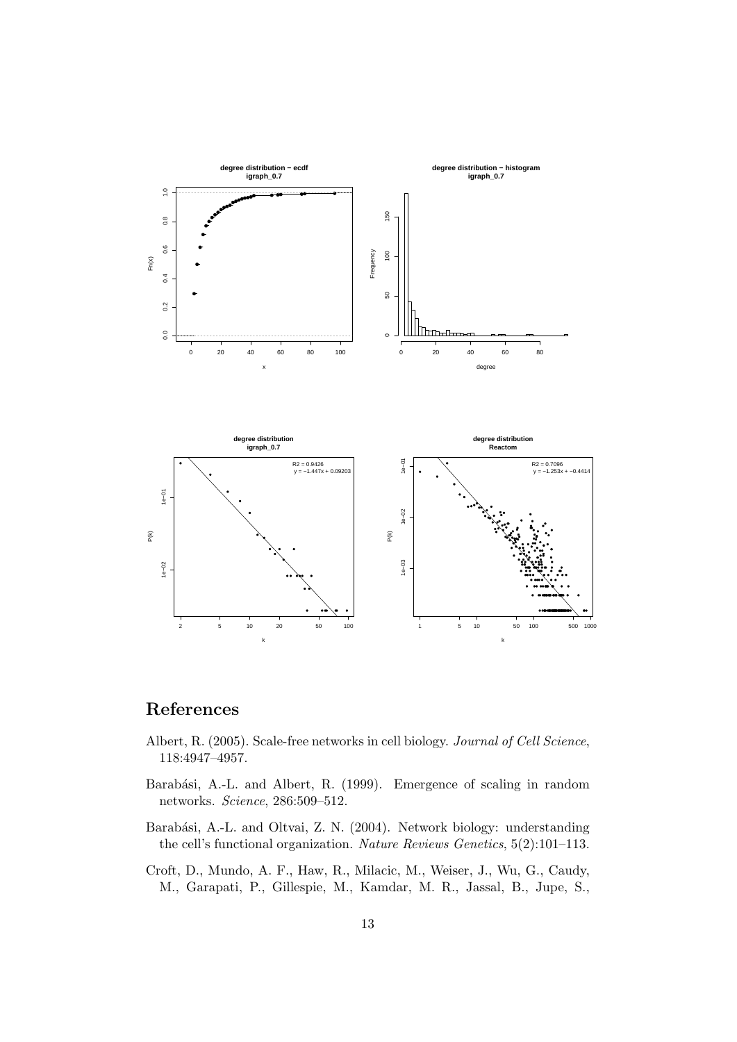# References

Albert, R. (2005). Scale-free networks in cell biology. *Journal of Cell Science*, 118:4947–4957.

Barabási, A.-L. and Albert, R. (1999). Emergence of scaling in random networks. *Science*, 286:509–512.

Barabási, A.-L. and Oltvai, Z. N. (2004). Network biology: understanding the cell's functional organization. *Nature Reviews Genetics*, 5(2):101–113.

Croft, D., Mundo, A. F., Haw, R., Milacic, M., Weiser, J., Wu, G., Caudy, M., Garapati, P., Gillespie, M., Kamdar, M. R., Jassal, B., Jupe, S.,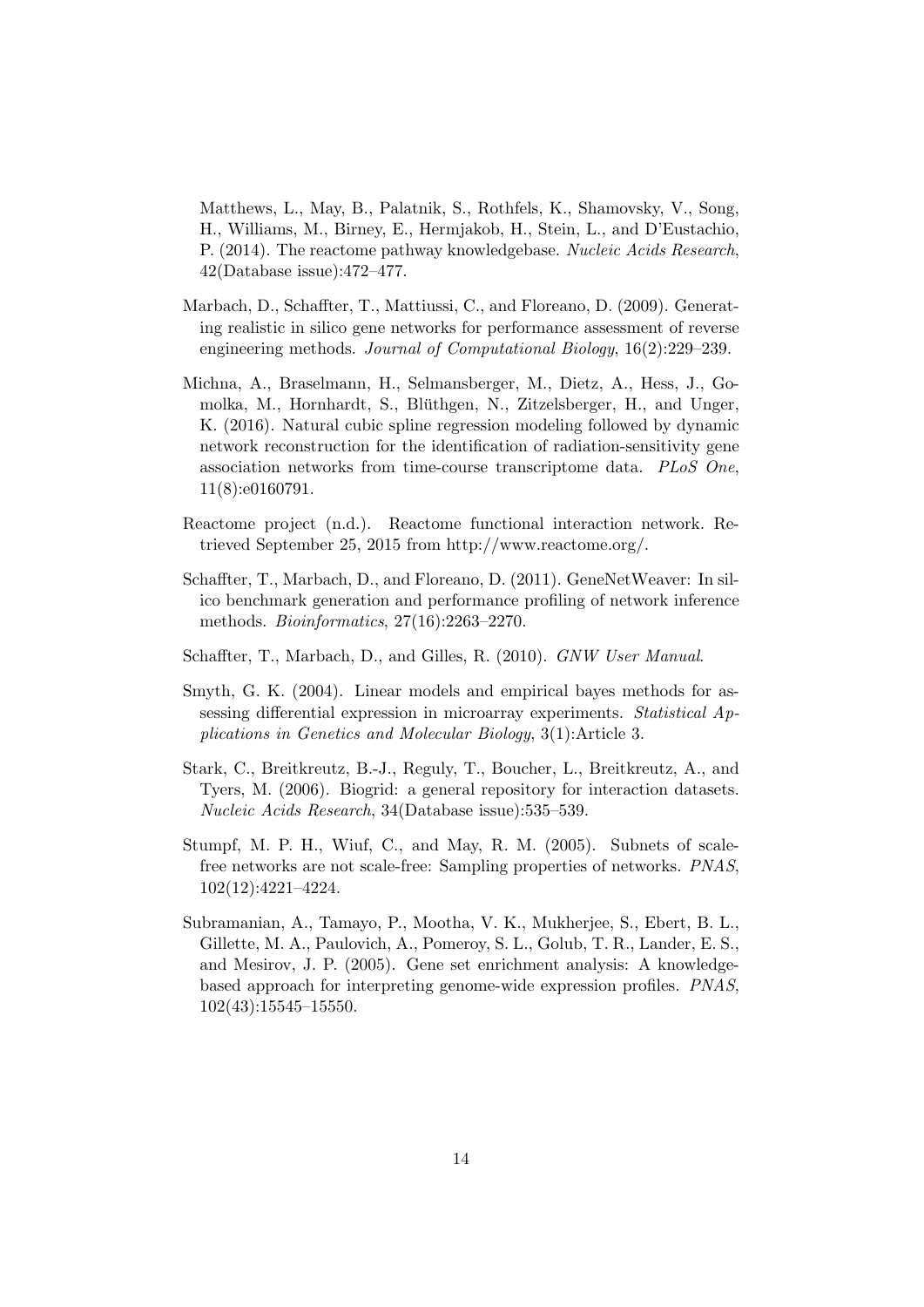Matthews, L., May, B., Palatnik, S., Rothfels, K., Shamovsky, V., Song, H., Williams, M., Birney, E., Hermjakob, H., Stein, L., and D'Eustachio, P. (2014). The reactome pathway knowledgebase. *Nucleic Acids Research*, 42(Database issue):472–477.

Marbach, D., Schaffter, T., Mattiussi, C., and Floreano, D. (2009). Generating realistic in silico gene networks for performance assessment of reverse engineering methods. *Journal of Computational Biology*, 16(2):229–239.

Michna, A., Braselmann, H., Selmansberger, M., Dietz, A., Hess, J., Gomolka, M., Hornhardt, S., Blüthgen, N., Zitzelsberger, H., and Unger, K. (2016). Natural cubic spline regression modeling followed by dynamic network reconstruction for the identification of radiation-sensitivity gene association networks from time-course transcriptome data. *PLoS One*, 11(8):e0160791.

Reactome project (n.d.). Reactome functional interaction network. Retrieved September 25, 2015 from http://www.reactome.org/.

Schaffter, T., Marbach, D., and Floreano, D. (2011). GeneNetWeaver: In silico benchmark generation and performance profiling of network inference methods. *Bioinformatics*, 27(16):2263–2270.

Schaffter, T., Marbach, D., and Gilles, R. (2010). *GNW User Manual*.

Smyth, G. K. (2004). Linear models and empirical bayes methods for assessing differential expression in microarray experiments. *Statistical Applications in Genetics and Molecular Biology*, 3(1):Article 3.

Stark, C., Breitkreutz, B.-J., Reguly, T., Boucher, L., Breitkreutz, A., and Tyers, M. (2006). Biogrid: a general repository for interaction datasets. *Nucleic Acids Research*, 34(Database issue):535–539.

Stumpf, M. P. H., Wiuf, C., and May, R. M. (2005). Subnets of scale-free networks are not scale-free: Sampling properties of networks. *PNAS*, 102(12):4221–4224.

Subramanian, A., Tamayo, P., Mootha, V. K., Mukherjee, S., Ebert, B. L., Gillette, M. A., Paulovich, A., Pomeroy, S. L., Golub, T. R., Lander, E. S., and Mesirov, J. P. (2005). Gene set enrichment analysis: A knowledge-based approach for interpreting genome-wide expression profiles. *PNAS*, 102(43):15545–15550.